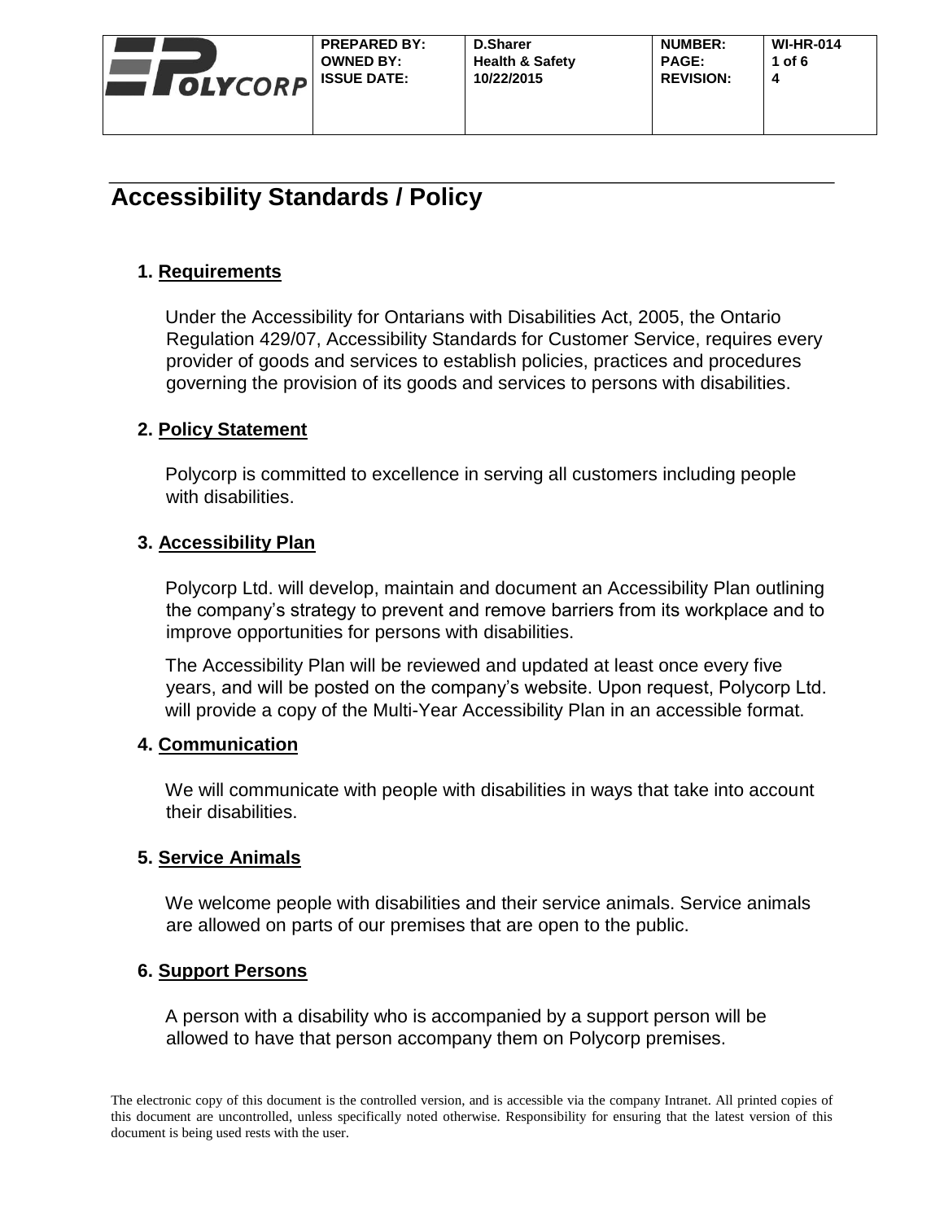# Accessibility Standards / Policy

## 1. Requirements

Under the Accessibility for Ontarians with Disabilities Act, 2005, the Ontario Regulation 429/07, Accessibility Standards for Customer Service, requires every provider of goods and services to establish policies, practices and procedures governing the provision of its goods and services to persons with disabilities.

## 2. Policy Statement

Polycorp is committed to excellence in serving all customers including people with disabilities.

## 3. Accessibility Plan

Polycorp Ltd. will develop, maintain and document an Accessibility Plan outlining the company's strategy to prevent and remove barriers from its workplace and to improve opportunities for persons with disabilities.

The Accessibility Plan will be reviewed and updated at least once every five years, and will be posted on the company's website. Upon request, Polycorp Ltd. will provide a copy of the Multi-Year Accessibility Plan in an accessible format.

## 4. Communication

We will communicate with people with disabilities in ways that take into account their disabilities.

## 5. Service Animals

We welcome people with disabilities and their service animals. Service animals are allowed on parts of our premises that are open to the public.

## 6. Support Persons

A person with a disability who is accompanied by a support person will be allowed to have that person accompany them on Polycorp premises.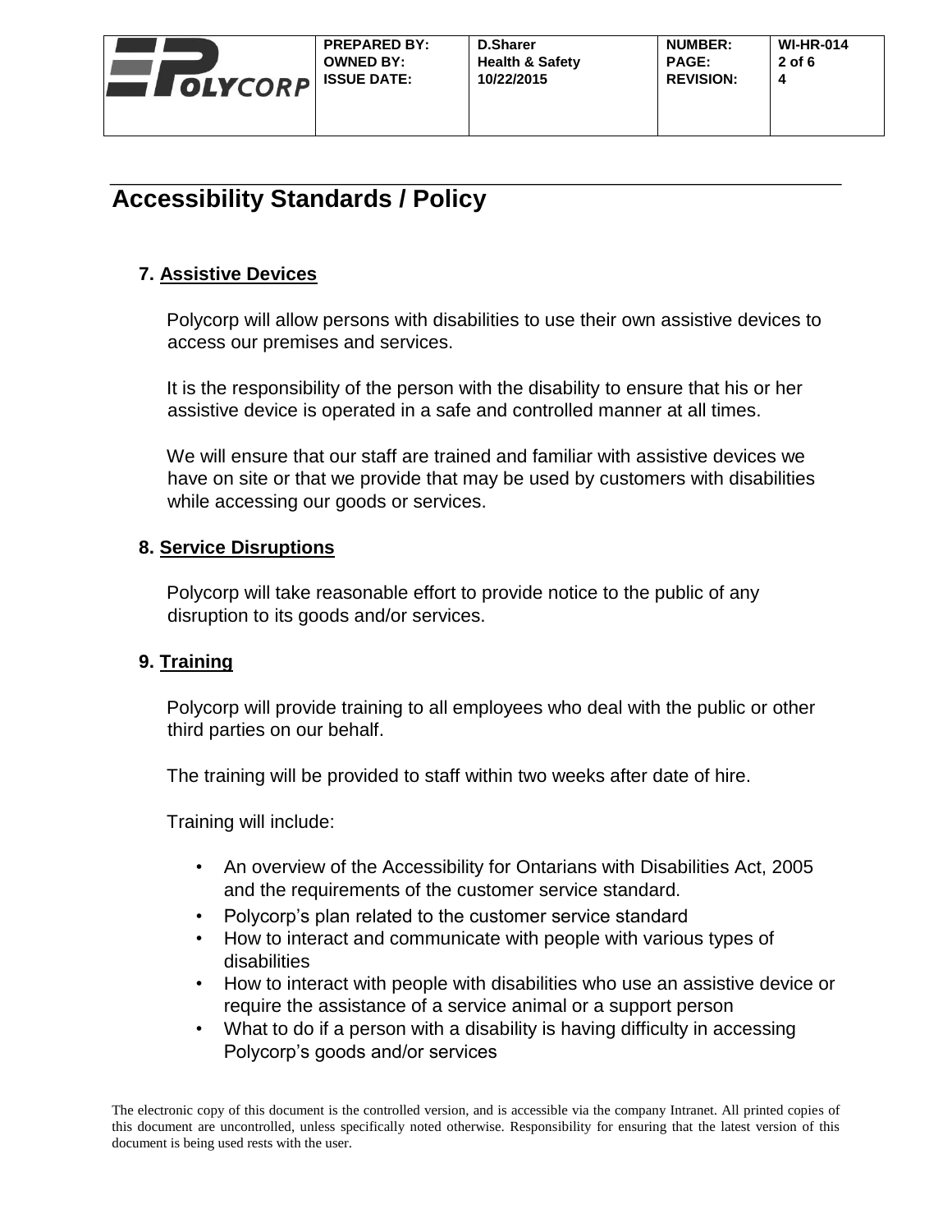# Accessibility Standards / Policy

## 7. Assistive Devices

Polycorp will allow persons with disabilities to use their own assistive devices to access our premises and services.

It is the responsibility of the person with the disability to ensure that his or her assistive device is operated in a safe and controlled manner at all times.

We will ensure that our staff are trained and familiar with assistive devices we have on site or that we provide that may be used by customers with disabilities while accessing our goods or services.

## 8. Service Disruptions

Polycorp will take reasonable effort to provide notice to the public of any disruption to its goods and/or services.

## 9. Training

Polycorp will provide training to all employees who deal with the public or other third parties on our behalf.

The training will be provided to staff within two weeks after date of hire.

Training will include:

- An overview of the Accessibility for Ontarians with Disabilities Act, 2005 and the requirements of the customer service standard.
- Polycorp's plan related to the customer service standard
- How to interact and communicate with people with various types of disabilities
- How to interact with people with disabilities who use an assistive device or require the assistance of a service animal or a support person
- What to do if a person with a disability is having difficulty in accessing Polycorp's goods and/or services

The electronic copy of this document is the controlled version, and is accessible via the company Intranet. All printed copies of this document are uncontrolled, unless specifically noted otherwise. Responsibility for ensuring that the latest version of this document is being used rests with the user.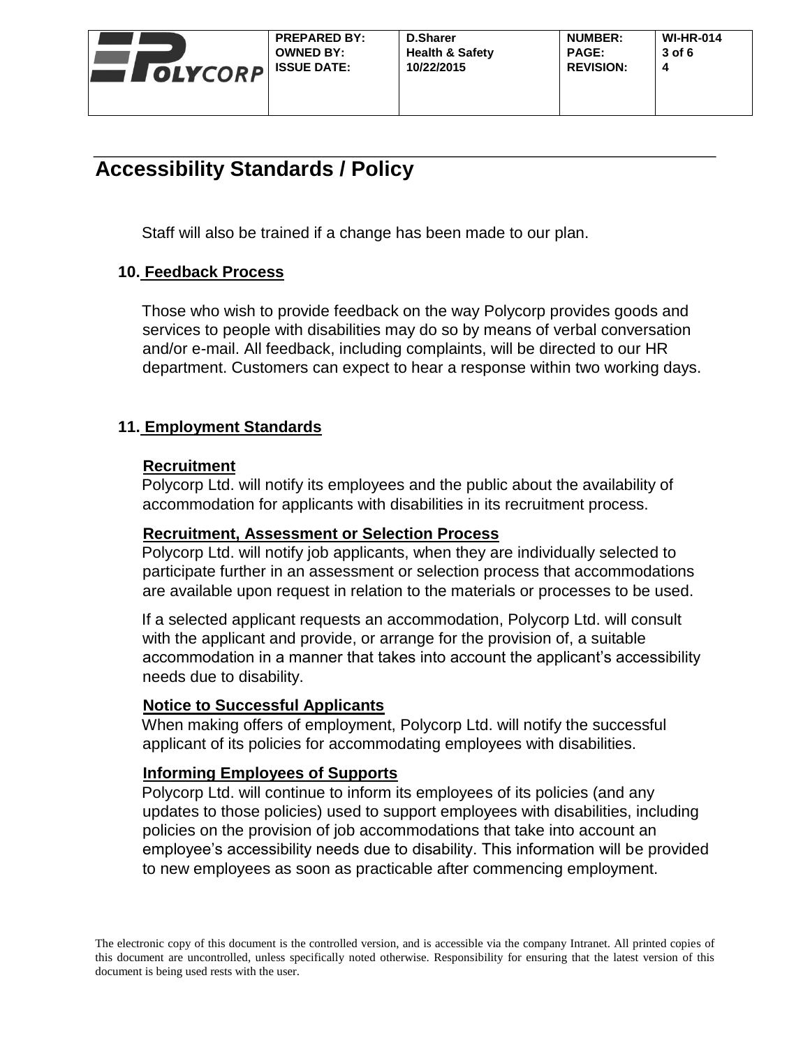# Accessibility Standards / Policy

Staff will also be trained if a change has been made to our plan.

## 10. Feedback Process

Those who wish to provide feedback on the way Polycorp provides goods and services to people with disabilities may do so by means of verbal conversation and/or e-mail. All feedback, including complaints, will be directed to our HR department. Customers can expect to hear a response within two working days.

## 11. Employment Standards

### Recruitment

Polycorp Ltd. will notify its employees and the public about the availability of accommodation for applicants with disabilities in its recruitment process.

### Recruitment, Assessment or Selection Process

Polycorp Ltd. will notify job applicants, when they are individually selected to participate further in an assessment or selection process that accommodations are available upon request in relation to the materials or processes to be used.

If a selected applicant requests an accommodation, Polycorp Ltd. will consult with the applicant and provide, or arrange for the provision of, a suitable accommodation in a manner that takes into account the applicant's accessibility needs due to disability.

### Notice to Successful Applicants

When making offers of employment, Polycorp Ltd. will notify the successful applicant of its policies for accommodating employees with disabilities.

### Informing Employees of Supports

Polycorp Ltd. will continue to inform its employees of its policies (and any updates to those policies) used to support employees with disabilities, including policies on the provision of job accommodations that take into account an employee's accessibility needs due to disability. This information will be provided to new employees as soon as practicable after commencing employment.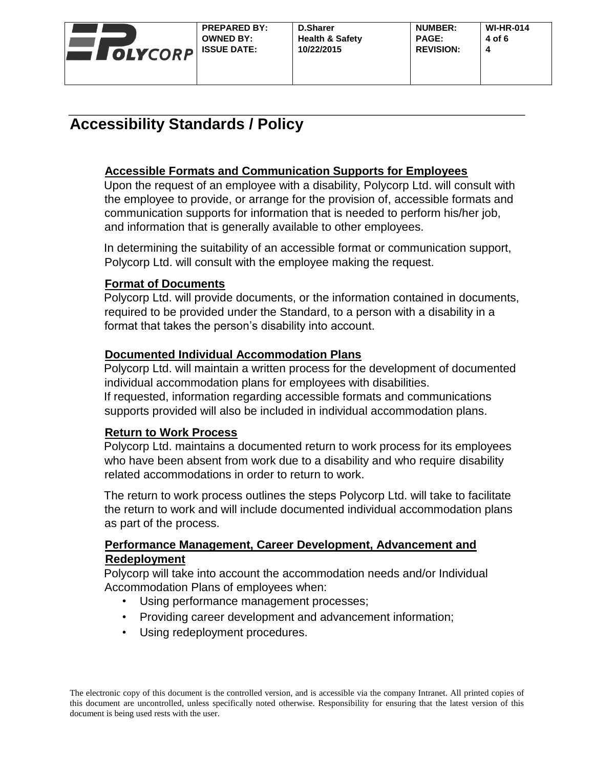# Accessibility Standards / Policy

## Accessible Formats and Communication Supports for Employees

Upon the request of an employee with a disability, Polycorp Ltd. will consult with the employee to provide, or arrange for the provision of, accessible formats and communication supports for information that is needed to perform his/her job, and information that is generally available to other employees.

In determining the suitability of an accessible format or communication support, Polycorp Ltd. will consult with the employee making the request.

## Format of Documents

Polycorp Ltd. will provide documents, or the information contained in documents, required to be provided under the Standard, to a person with a disability in a format that takes the person's disability into account.

## Documented Individual Accommodation Plans

Polycorp Ltd. will maintain a written process for the development of documented individual accommodation plans for employees with disabilities.
If requested, information regarding accessible formats and communications supports provided will also be included in individual accommodation plans.

## Return to Work Process

Polycorp Ltd. maintains a documented return to work process for its employees who have been absent from work due to a disability and who require disability related accommodations in order to return to work.

The return to work process outlines the steps Polycorp Ltd. will take to facilitate the return to work and will include documented individual accommodation plans as part of the process.

## Performance Management, Career Development, Advancement and Redeployment

Polycorp will take into account the accommodation needs and/or Individual Accommodation Plans of employees when:

- Using performance management processes;
- Providing career development and advancement information;
- Using redeployment procedures.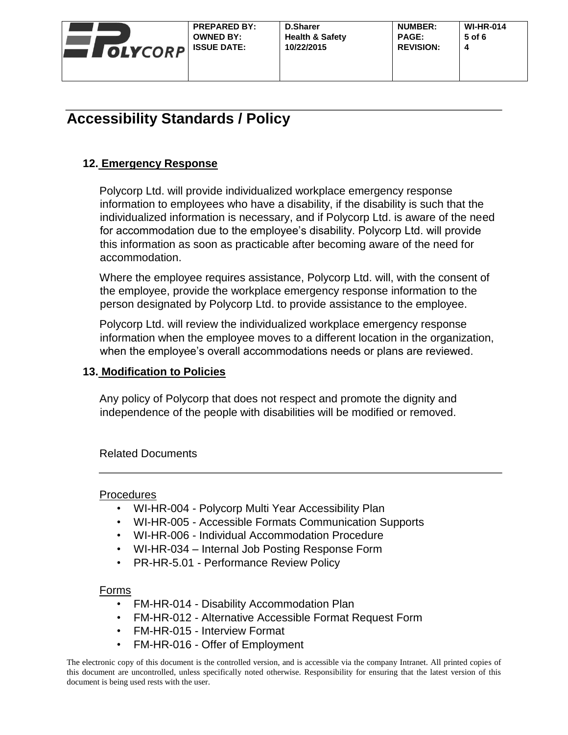# Accessibility Standards / Policy

## 12. Emergency Response

Polycorp Ltd. will provide individualized workplace emergency response information to employees who have a disability, if the disability is such that the individualized information is necessary, and if Polycorp Ltd. is aware of the need for accommodation due to the employee's disability. Polycorp Ltd. will provide this information as soon as practicable after becoming aware of the need for accommodation.

Where the employee requires assistance, Polycorp Ltd. will, with the consent of the employee, provide the workplace emergency response information to the person designated by Polycorp Ltd. to provide assistance to the employee.

Polycorp Ltd. will review the individualized workplace emergency response information when the employee moves to a different location in the organization, when the employee's overall accommodations needs or plans are reviewed.

## 13. Modification to Policies

Any policy of Polycorp that does not respect and promote the dignity and independence of the people with disabilities will be modified or removed.

Related Documents

Procedures

- WI-HR-004 - Polycorp Multi Year Accessibility Plan
- WI-HR-005 - Accessible Formats Communication Supports
- WI-HR-006 - Individual Accommodation Procedure
- WI-HR-034 – Internal Job Posting Response Form
- PR-HR-5.01 - Performance Review Policy

Forms

- FM-HR-014 - Disability Accommodation Plan
- FM-HR-012 - Alternative Accessible Format Request Form
- FM-HR-015 - Interview Format
- FM-HR-016 - Offer of Employment

The electronic copy of this document is the controlled version, and is accessible via the company Intranet. All printed copies of this document are uncontrolled, unless specifically noted otherwise. Responsibility for ensuring that the latest version of this document is being used rests with the user.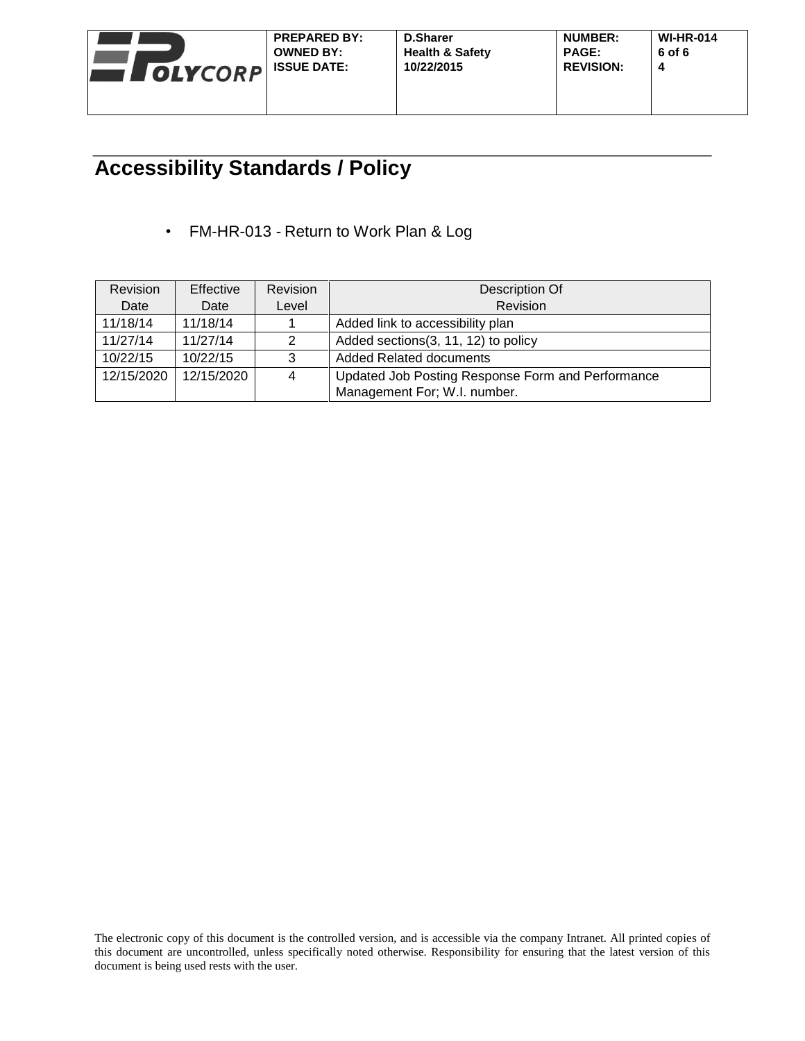# Accessibility Standards / Policy

- FM-HR-013 - Return to Work Plan & Log

| Revision Date | Effective Date | Revision Level | Description Of Revision |
|---|---|---|---|
| 11/18/14 | 11/18/14 | 1 | Added link to accessibility plan |
| 11/27/14 | 11/27/14 | 2 | Added sections(3, 11, 12) to policy |
| 10/22/15 | 10/22/15 | 3 | Added Related documents |
| 12/15/2020 | 12/15/2020 | 4 | Updated Job Posting Response Form and Performance Management For; W.I. number. |

The electronic copy of this document is the controlled version, and is accessible via the company Intranet. All printed copies of this document are uncontrolled, unless specifically noted otherwise. Responsibility for ensuring that the latest version of this document is being used rests with the user.